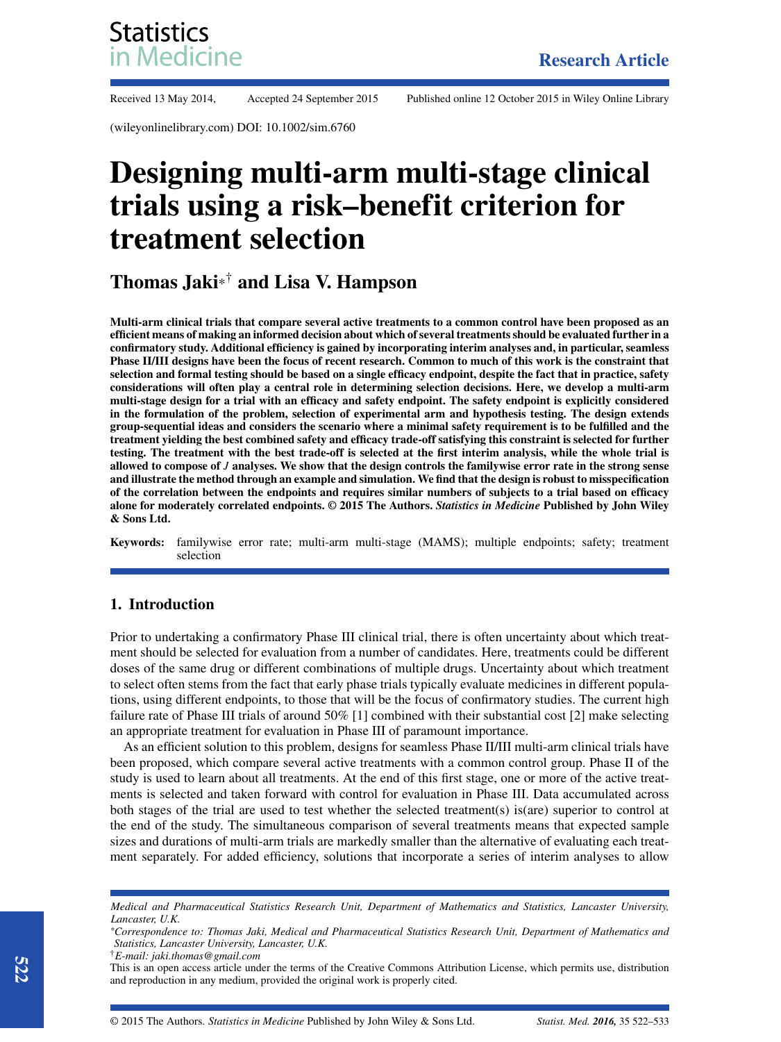Statistics in Medicine

Research Article

Received 13 May 2014, Accepted 24 September 2015 Published online 12 October 2015 in Wiley Online Library

(wileyonlinelibrary.com) DOI: 10.1002/sim.6760

# Designing multi-arm multi-stage clinical trials using a risk–benefit criterion for treatment selection

## Thomas Jaki*† and Lisa V. Hampson

**Multi-arm clinical trials that compare several active treatments to a common control have been proposed as an efficient means of making an informed decision about which of several treatments should be evaluated further in a confirmatory study. Additional efficiency is gained by incorporating interim analyses and, in particular, seamless Phase II/III designs have been the focus of recent research. Common to much of this work is the constraint that selection and formal testing should be based on a single efficacy endpoint, despite the fact that in practice, safety considerations will often play a central role in determining selection decisions. Here, we develop a multi-arm multi-stage design for a trial with an efficacy and safety endpoint. The safety endpoint is explicitly considered in the formulation of the problem, selection of experimental arm and hypothesis testing. The design extends group-sequential ideas and considers the scenario where a minimal safety requirement is to be fulfilled and the treatment yielding the best combined safety and efficacy trade-off satisfying this constraint is selected for further testing. The treatment with the best trade-off is selected at the first interim analysis, while the whole trial is allowed to compose of $J$ analyses. We show that the design controls the familywise error rate in the strong sense and illustrate the method through an example and simulation. We find that the design is robust to misspecification of the correlation between the endpoints and requires similar numbers of subjects to a trial based on efficacy alone for moderately correlated endpoints. © 2015 The Authors. *Statistics in Medicine* Published by John Wiley & Sons Ltd.**

**Keywords:** familywise error rate; multi-arm multi-stage (MAMS); multiple endpoints; safety; treatment selection

## 1. Introduction

Prior to undertaking a confirmatory Phase III clinical trial, there is often uncertainty about which treatment should be selected for evaluation from a number of candidates. Here, treatments could be different doses of the same drug or different combinations of multiple drugs. Uncertainty about which treatment to select often stems from the fact that early phase trials typically evaluate medicines in different populations, using different endpoints, to those that will be the focus of confirmatory studies. The current high failure rate of Phase III trials of around 50% [1] combined with their substantial cost [2] make selecting an appropriate treatment for evaluation in Phase III of paramount importance.

As an efficient solution to this problem, designs for seamless Phase II/III multi-arm clinical trials have been proposed, which compare several active treatments with a common control group. Phase II of the study is used to learn about all treatments. At the end of this first stage, one or more of the active treatments is selected and taken forward with control for evaluation in Phase III. Data accumulated across both stages of the trial are used to test whether the selected treatment(s) is(are) superior to control at the end of the study. The simultaneous comparison of several treatments means that expected sample sizes and durations of multi-arm trials are markedly smaller than the alternative of evaluating each treatment separately. For added efficiency, solutions that incorporate a series of interim analyses to allow

*Medical and Pharmaceutical Statistics Research Unit, Department of Mathematics and Statistics, Lancaster University, Lancaster, U.K.*

*Correspondence to: Thomas Jaki, Medical and Pharmaceutical Statistics Research Unit, Department of Mathematics and Statistics, Lancaster University, Lancaster, U.K.*

†*E-mail: jaki.thomas@gmail.com*

This is an open access article under the terms of the Creative Commons Attribution License, which permits use, distribution and reproduction in any medium, provided the original work is properly cited.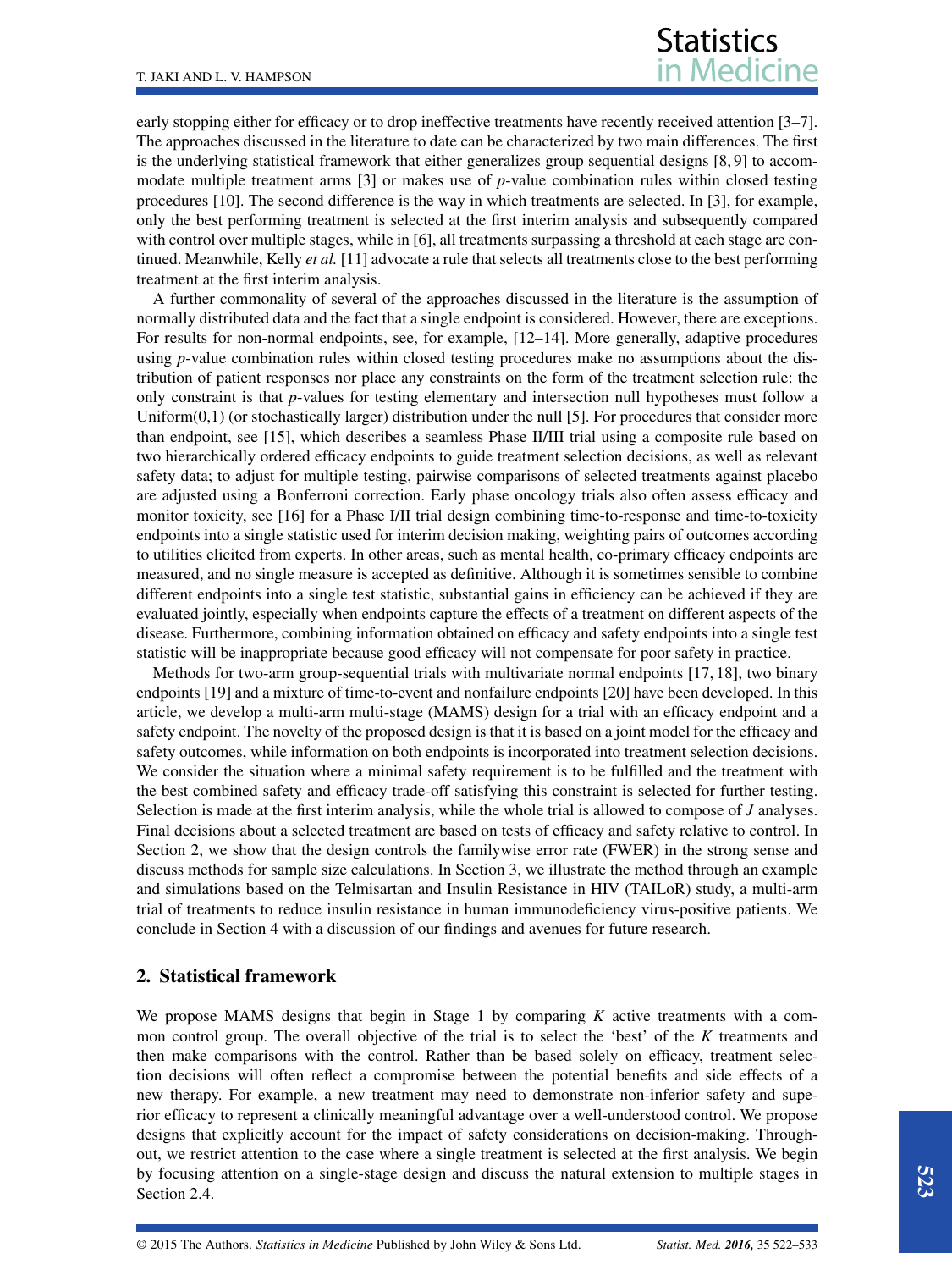early stopping either for efficacy or to drop ineffective treatments have recently received attention [3–7]. The approaches discussed in the literature to date can be characterized by two main differences. The first is the underlying statistical framework that either generalizes group sequential designs [8, 9] to accommodate multiple treatment arms [3] or makes use of $p$-value combination rules within closed testing procedures [10]. The second difference is the way in which treatments are selected. In [3], for example, only the best performing treatment is selected at the first interim analysis and subsequently compared with control over multiple stages, while in [6], all treatments surpassing a threshold at each stage are continued. Meanwhile, Kelly *et al.* [11] advocate a rule that selects all treatments close to the best performing treatment at the first interim analysis.

A further commonality of several of the approaches discussed in the literature is the assumption of normally distributed data and the fact that a single endpoint is considered. However, there are exceptions. For results for non-normal endpoints, see, for example, [12–14]. More generally, adaptive procedures using $p$-value combination rules within closed testing procedures make no assumptions about the distribution of patient responses nor place any constraints on the form of the treatment selection rule: the only constraint is that $p$-values for testing elementary and intersection null hypotheses must follow a Uniform(0,1) (or stochastically larger) distribution under the null [5]. For procedures that consider more than endpoint, see [15], which describes a seamless Phase II/III trial using a composite rule based on two hierarchically ordered efficacy endpoints to guide treatment selection decisions, as well as relevant safety data; to adjust for multiple testing, pairwise comparisons of selected treatments against placebo are adjusted using a Bonferroni correction. Early phase oncology trials also often assess efficacy and monitor toxicity, see [16] for a Phase I/II trial design combining time-to-response and time-to-toxicity endpoints into a single statistic used for interim decision making, weighting pairs of outcomes according to utilities elicited from experts. In other areas, such as mental health, co-primary efficacy endpoints are measured, and no single measure is accepted as definitive. Although it is sometimes sensible to combine different endpoints into a single test statistic, substantial gains in efficiency can be achieved if they are evaluated jointly, especially when endpoints capture the effects of a treatment on different aspects of the disease. Furthermore, combining information obtained on efficacy and safety endpoints into a single test statistic will be inappropriate because good efficacy will not compensate for poor safety in practice.

Methods for two-arm group-sequential trials with multivariate normal endpoints [17, 18], two binary endpoints [19] and a mixture of time-to-event and nonfailure endpoints [20] have been developed. In this article, we develop a multi-arm multi-stage (MAMS) design for a trial with an efficacy endpoint and a safety endpoint. The novelty of the proposed design is that it is based on a joint model for the efficacy and safety outcomes, while information on both endpoints is incorporated into treatment selection decisions. We consider the situation where a minimal safety requirement is to be fulfilled and the treatment with the best combined safety and efficacy trade-off satisfying this constraint is selected for further testing. Selection is made at the first interim analysis, while the whole trial is allowed to compose of $J$ analyses. Final decisions about a selected treatment are based on tests of efficacy and safety relative to control. In Section 2, we show that the design controls the familywise error rate (FWER) in the strong sense and discuss methods for sample size calculations. In Section 3, we illustrate the method through an example and simulations based on the Telmisartan and Insulin Resistance in HIV (TAILoR) study, a multi-arm trial of treatments to reduce insulin resistance in human immunodeficiency virus-positive patients. We conclude in Section 4 with a discussion of our findings and avenues for future research.

## 2. Statistical framework

We propose MAMS designs that begin in Stage 1 by comparing $K$ active treatments with a common control group. The overall objective of the trial is to select the 'best' of the $K$ treatments and then make comparisons with the control. Rather than be based solely on efficacy, treatment selection decisions will often reflect a compromise between the potential benefits and side effects of a new therapy. For example, a new treatment may need to demonstrate non-inferior safety and superior efficacy to represent a clinically meaningful advantage over a well-understood control. We propose designs that explicitly account for the impact of safety considerations on decision-making. Throughout, we restrict attention to the case where a single treatment is selected at the first analysis. We begin by focusing attention on a single-stage design and discuss the natural extension to multiple stages in Section 2.4.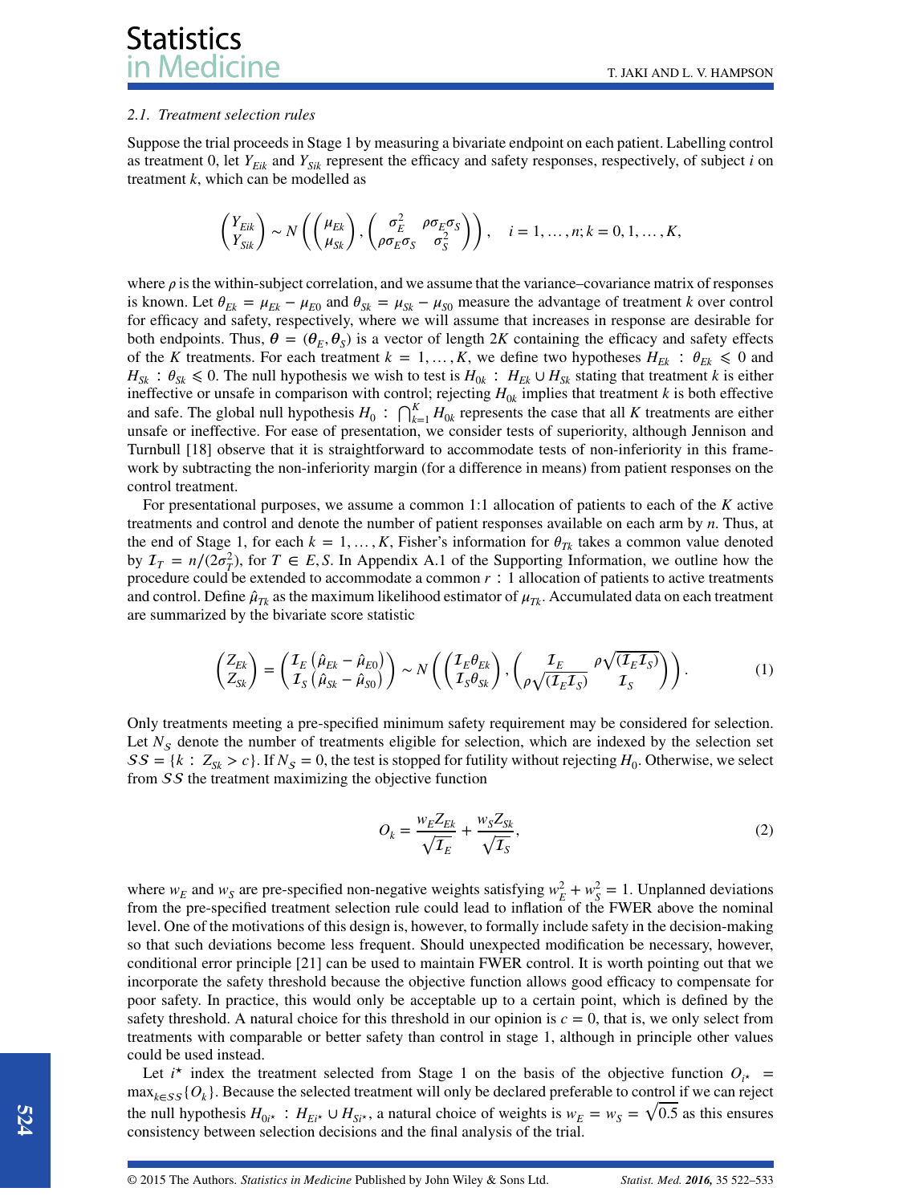### 2.1. Treatment selection rules

Suppose the trial proceeds in Stage 1 by measuring a bivariate endpoint on each patient. Labelling control as treatment 0, let $Y_{Eik}$ and $Y_{Sik}$ represent the efficacy and safety responses, respectively, of subject $i$ on treatment $k$, which can be modelled as

$$\begin{pmatrix} Y_{Eik} \\ Y_{Sik} \end{pmatrix} \sim N\left( \begin{pmatrix} \mu_{Ek} \\ \mu_{Sk} \end{pmatrix}, \begin{pmatrix} \sigma_E^2 & \rho\sigma_E\sigma_S \\ \rho\sigma_E\sigma_S & \sigma_S^2 \end{pmatrix} \right), \quad i = 1, \ldots, n; k = 0, 1, \ldots, K,$$

where $\rho$ is the within-subject correlation, and we assume that the variance–covariance matrix of responses is known. Let $\theta_{Ek} = \mu_{Ek} - \mu_{E0}$ and $\theta_{Sk} = \mu_{Sk} - \mu_{S0}$ measure the advantage of treatment $k$ over control for efficacy and safety, respectively, where we will assume that increases in response are desirable for both endpoints. Thus, $\theta = (\theta_E, \theta_S)$ is a vector of length $2K$ containing the efficacy and safety effects of the $K$ treatments. For each treatment $k = 1, \ldots, K$, we define two hypotheses $H_{Ek} : \theta_{Ek} \leqslant 0$ and $H_{Sk} : \theta_{Sk} \leqslant 0$. The null hypothesis we wish to test is $H_{0k} : H_{Ek} \cup H_{Sk}$ stating that treatment $k$ is either ineffective or unsafe in comparison with control; rejecting $H_{0k}$ implies that treatment $k$ is both effective and safe. The global null hypothesis $H_0 : \bigcap_{k=1}^{K} H_{0k}$ represents the case that all $K$ treatments are either unsafe or ineffective. For ease of presentation, we consider tests of superiority, although Jennison and Turnbull [18] observe that it is straightforward to accommodate tests of non-inferiority in this framework by subtracting the non-inferiority margin (for a difference in means) from patient responses on the control treatment.

For presentational purposes, we assume a common 1:1 allocation of patients to each of the $K$ active treatments and control and denote the number of patient responses available on each arm by $n$. Thus, at the end of Stage 1, for each $k = 1, \ldots, K$, Fisher's information for $\theta_{Tk}$ takes a common value denoted by $\mathcal{I}_T = n/(2\sigma_T^2)$, for $T \in E, S$. In Appendix A.1 of the Supporting Information, we outline how the procedure could be extended to accommodate a common $r : 1$ allocation of patients to active treatments and control. Define $\hat{\mu}_{Tk}$ as the maximum likelihood estimator of $\mu_{Tk}$. Accumulated data on each treatment are summarized by the bivariate score statistic

$$\begin{pmatrix} Z_{Ek} \\ Z_{Sk} \end{pmatrix} = \begin{pmatrix} \mathcal{I}_E\left(\hat{\mu}_{Ek} - \hat{\mu}_{E0}\right) \\ \mathcal{I}_S\left(\hat{\mu}_{Sk} - \hat{\mu}_{S0}\right) \end{pmatrix} \sim N\left( \begin{pmatrix} \mathcal{I}_E\theta_{Ek} \\ \mathcal{I}_S\theta_{Sk} \end{pmatrix}, \begin{pmatrix} \mathcal{I}_E & \rho\sqrt{(\mathcal{I}_E\mathcal{I}_S)} \\ \rho\sqrt{(\mathcal{I}_E\mathcal{I}_S)} & \mathcal{I}_S \end{pmatrix} \right). \tag{1}$$

Only treatments meeting a pre-specified minimum safety requirement may be considered for selection. Let $N_S$ denote the number of treatments eligible for selection, which are indexed by the selection set $\mathcal{SS} = \{k : Z_{Sk} > c\}$. If $N_S = 0$, the test is stopped for futility without rejecting $H_0$. Otherwise, we select from $\mathcal{SS}$ the treatment maximizing the objective function

$$O_k = \frac{w_E Z_{Ek}}{\sqrt{\mathcal{I}_E}} + \frac{w_S Z_{Sk}}{\sqrt{\mathcal{I}_S}}, \tag{2}$$

where $w_E$ and $w_S$ are pre-specified non-negative weights satisfying $w_E^2 + w_S^2 = 1$. Unplanned deviations from the pre-specified treatment selection rule could lead to inflation of the FWER above the nominal level. One of the motivations of this design is, however, to formally include safety in the decision-making so that such deviations become less frequent. Should unexpected modification be necessary, however, conditional error principle [21] can be used to maintain FWER control. It is worth pointing out that we incorporate the safety threshold because the objective function allows good efficacy to compensate for poor safety. In practice, this would only be acceptable up to a certain point, which is defined by the safety threshold. A natural choice for this threshold in our opinion is $c = 0$, that is, we only select from treatments with comparable or better safety than control in stage 1, although in principle other values could be used instead.

Let $i^\star$ index the treatment selected from Stage 1 on the basis of the objective function $O_{i^\star} = \max_{k \in \mathcal{SS}}\{O_k\}$. Because the selected treatment will only be declared preferable to control if we can reject the null hypothesis $H_{0i^\star} : H_{Ei^\star} \cup H_{Si^\star}$, a natural choice of weights is $w_E = w_S = \sqrt{0.5}$ as this ensures consistency between selection decisions and the final analysis of the trial.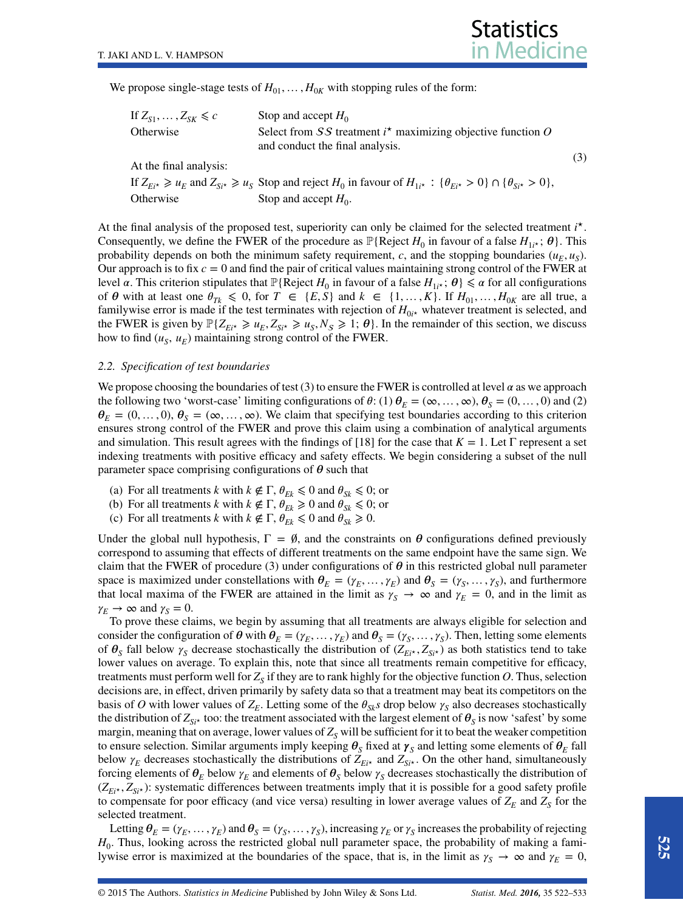We propose single-stage tests of $H_{01}, \dots, H_{0K}$ with stopping rules of the form:

$$
\begin{array}{ll}
\text{If } Z_{S1}, \dots, Z_{SK} \leqslant c & \text{Stop and accept } H_0 \\
\text{Otherwise} & \text{Select from } SS \text{ treatment } i^\star \text{ maximizing objective function } O \\
& \text{and conduct the final analysis.} \\
\text{At the final analysis:} & \\
\text{If } Z_{Ei^\star} \geqslant u_E \text{ and } Z_{Si^\star} \geqslant u_S & \text{Stop and reject } H_0 \text{ in favour of } H_{1i^\star} : \{\theta_{Ei^\star} > 0\} \cap \{\theta_{Si^\star} > 0\}, \\
\text{Otherwise} & \text{Stop and accept } H_0.
\end{array}
\tag{3}
$$

At the final analysis of the proposed test, superiority can only be claimed for the selected treatment $i^\star$. Consequently, we define the FWER of the procedure as $\mathbb{P}\{\text{Reject } H_0 \text{ in favour of a false } H_{1i^\star}; \boldsymbol{\theta}\}$. This probability depends on both the minimum safety requirement, $c$, and the stopping boundaries $(u_E, u_S)$. Our approach is to fix $c = 0$ and find the pair of critical values maintaining strong control of the FWER at level $\alpha$. This criterion stipulates that $\mathbb{P}\{\text{Reject } H_0 \text{ in favour of a false } H_{1i^\star}; \boldsymbol{\theta}\} \leqslant \alpha$ for all configurations of $\boldsymbol{\theta}$ with at least one $\theta_{Tk} \leqslant 0$, for $T \in \{E, S\}$ and $k \in \{1, \dots, K\}$. If $H_{01}, \dots, H_{0K}$ are all true, a familywise error is made if the test terminates with rejection of $H_{0i^\star}$ whatever treatment is selected, and the FWER is given by $\mathbb{P}\{Z_{Ei^\star} \geqslant u_E, Z_{Si^\star} \geqslant u_S, N_S \geqslant 1; \boldsymbol{\theta}\}$. In the remainder of this section, we discuss how to find $(u_S, u_E)$ maintaining strong control of the FWER.

### 2.2. Specification of test boundaries

We propose choosing the boundaries of test (3) to ensure the FWER is controlled at level $\alpha$ as we approach the following two 'worst-case' limiting configurations of $\theta$: (1) $\boldsymbol{\theta}_E = (\infty, \dots, \infty)$, $\boldsymbol{\theta}_S = (0, \dots, 0)$ and (2) $\boldsymbol{\theta}_E = (0, \dots, 0)$, $\boldsymbol{\theta}_S = (\infty, \dots, \infty)$. We claim that specifying test boundaries according to this criterion ensures strong control of the FWER and prove this claim using a combination of analytical arguments and simulation. This result agrees with the findings of [18] for the case that $K = 1$. Let $\Gamma$ represent a set indexing treatments with positive efficacy and safety effects. We begin considering a subset of the null parameter space comprising configurations of $\boldsymbol{\theta}$ such that

(a) For all treatments $k$ with $k \notin \Gamma$, $\theta_{Ek} \leqslant 0$ and $\theta_{Sk} \leqslant 0$; or
(b) For all treatments $k$ with $k \notin \Gamma$, $\theta_{Ek} \geqslant 0$ and $\theta_{Sk} \leqslant 0$; or
(c) For all treatments $k$ with $k \notin \Gamma$, $\theta_{Ek} \leqslant 0$ and $\theta_{Sk} \geqslant 0$.

Under the global null hypothesis, $\Gamma = \emptyset$, and the constraints on $\boldsymbol{\theta}$ configurations defined previously correspond to assuming that effects of different treatments on the same endpoint have the same sign. We claim that the FWER of procedure (3) under configurations of $\boldsymbol{\theta}$ in this restricted global null parameter space is maximized under constellations with $\boldsymbol{\theta}_E = (\gamma_E, \dots, \gamma_E)$ and $\boldsymbol{\theta}_S = (\gamma_S, \dots, \gamma_S)$, and furthermore that local maxima of the FWER are attained in the limit as $\gamma_S \to \infty$ and $\gamma_E = 0$, and in the limit as $\gamma_E \to \infty$ and $\gamma_S = 0$.

To prove these claims, we begin by assuming that all treatments are always eligible for selection and consider the configuration of $\boldsymbol{\theta}$ with $\boldsymbol{\theta}_E = (\gamma_E, \dots, \gamma_E)$ and $\boldsymbol{\theta}_S = (\gamma_S, \dots, \gamma_S)$. Then, letting some elements of $\boldsymbol{\theta}_S$ fall below $\gamma_S$ decrease stochastically the distribution of $(Z_{Ei^\star}, Z_{Si^\star})$ as both statistics tend to take lower values on average. To explain this, note that since all treatments remain competitive for efficacy, treatments must perform well for $Z_S$ if they are to rank highly for the objective function $O$. Thus, selection decisions are, in effect, driven primarily by safety data so that a treatment may beat its competitors on the basis of $O$ with lower values of $Z_E$. Letting some of the $\theta_{Sk}$s drop below $\gamma_S$ also decreases stochastically the distribution of $Z_{Si^\star}$ too: the treatment associated with the largest element of $\boldsymbol{\theta}_S$ is now 'safest' by some margin, meaning that on average, lower values of $Z_S$ will be sufficient for it to beat the weaker competition to ensure selection. Similar arguments imply keeping $\boldsymbol{\theta}_S$ fixed at $\boldsymbol{\gamma}_S$ and letting some elements of $\boldsymbol{\theta}_E$ fall below $\gamma_E$ decreases stochastically the distributions of $Z_{Ei^\star}$ and $Z_{Si^\star}$. On the other hand, simultaneously forcing elements of $\boldsymbol{\theta}_E$ below $\gamma_E$ and elements of $\boldsymbol{\theta}_S$ below $\gamma_S$ decreases stochastically the distribution of $(Z_{Ei^\star}, Z_{Si^\star})$: systematic differences between treatments imply that it is possible for a good safety profile to compensate for poor efficacy (and vice versa) resulting in lower average values of $Z_E$ and $Z_S$ for the selected treatment.

Letting $\boldsymbol{\theta}_E = (\gamma_E, \dots, \gamma_E)$ and $\boldsymbol{\theta}_S = (\gamma_S, \dots, \gamma_S)$, increasing $\gamma_E$ or $\gamma_S$ increases the probability of rejecting $H_0$. Thus, looking across the restricted global null parameter space, the probability of making a familywise error is maximized at the boundaries of the space, that is, in the limit as $\gamma_S \to \infty$ and $\gamma_E = 0$,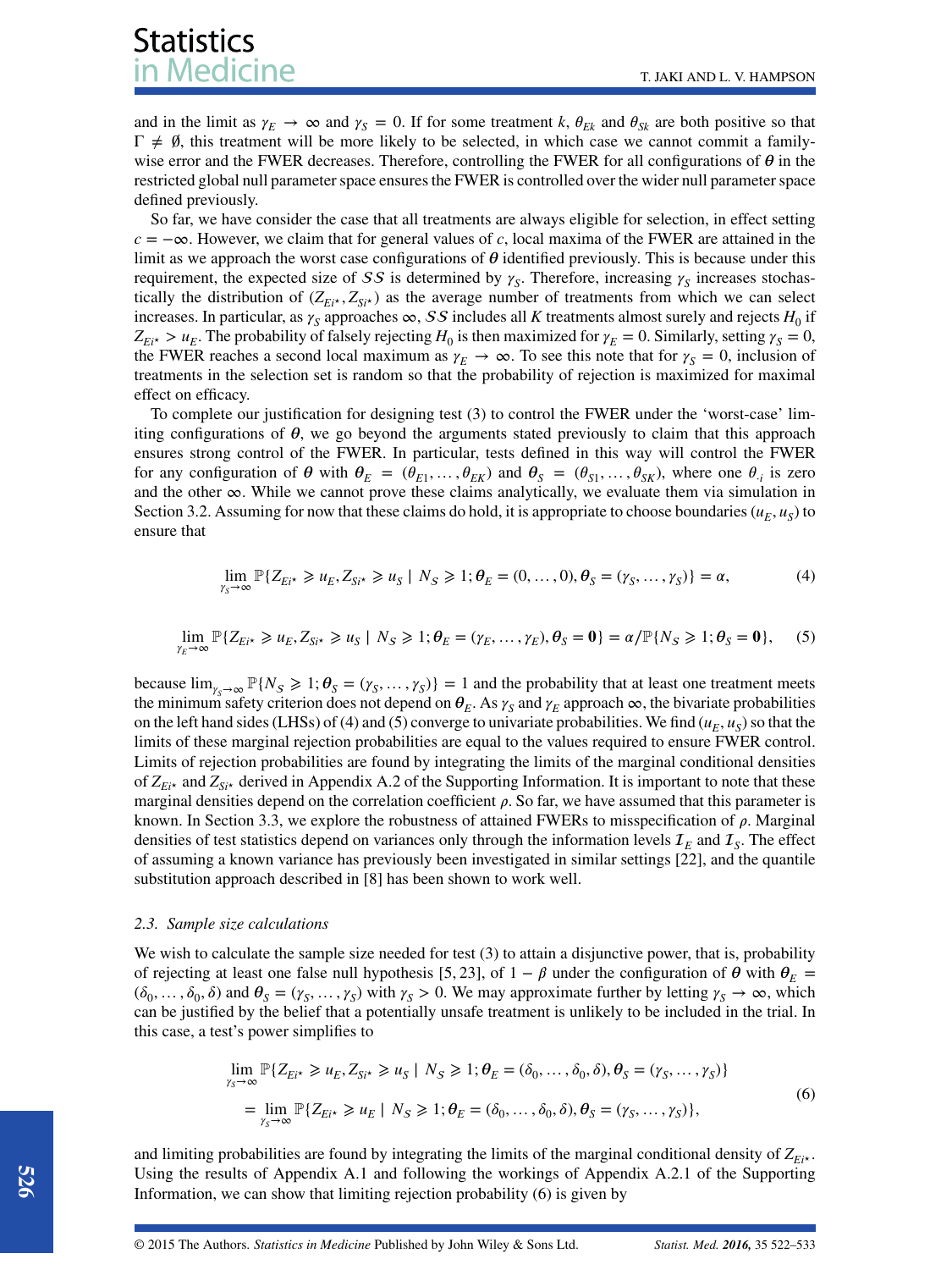and in the limit as $\gamma_E \to \infty$ and $\gamma_S = 0$. If for some treatment $k$, $\theta_{Ek}$ and $\theta_{Sk}$ are both positive so that $\Gamma \neq \emptyset$, this treatment will be more likely to be selected, in which case we cannot commit a family-wise error and the FWER decreases. Therefore, controlling the FWER for all configurations of $\boldsymbol{\theta}$ in the restricted global null parameter space ensures the FWER is controlled over the wider null parameter space defined previously.

So far, we have consider the case that all treatments are always eligible for selection, in effect setting $c = -\infty$. However, we claim that for general values of $c$, local maxima of the FWER are attained in the limit as we approach the worst case configurations of $\boldsymbol{\theta}$ identified previously. This is because under this requirement, the expected size of $\mathcal{SS}$ is determined by $\gamma_S$. Therefore, increasing $\gamma_S$ increases stochastically the distribution of $(Z_{Ei^\star}, Z_{Si^\star})$ as the average number of treatments from which we can select increases. In particular, as $\gamma_S$ approaches $\infty$, $\mathcal{SS}$ includes all $K$ treatments almost surely and rejects $H_0$ if $Z_{Ei^\star} > u_E$. The probability of falsely rejecting $H_0$ is then maximized for $\gamma_E = 0$. Similarly, setting $\gamma_S = 0$, the FWER reaches a second local maximum as $\gamma_E \to \infty$. To see this note that for $\gamma_S = 0$, inclusion of treatments in the selection set is random so that the probability of rejection is maximized for maximal effect on efficacy.

To complete our justification for designing test (3) to control the FWER under the 'worst-case' limiting configurations of $\boldsymbol{\theta}$, we go beyond the arguments stated previously to claim that this approach ensures strong control of the FWER. In particular, tests defined in this way will control the FWER for any configuration of $\boldsymbol{\theta}$ with $\boldsymbol{\theta}_E = (\theta_{E1}, \ldots, \theta_{EK})$ and $\boldsymbol{\theta}_S = (\theta_{S1}, \ldots, \theta_{SK})$, where one $\theta_{\cdot i}$ is zero and the other $\infty$. While we cannot prove these claims analytically, we evaluate them via simulation in Section 3.2. Assuming for now that these claims do hold, it is appropriate to choose boundaries $(u_E, u_S)$ to ensure that

$$\lim_{\gamma_S \to \infty} \mathbb{P}\{Z_{Ei^\star} \geqslant u_E, Z_{Si^\star} \geqslant u_S \mid N_S \geqslant 1; \boldsymbol{\theta}_E = (0, \ldots, 0), \boldsymbol{\theta}_S = (\gamma_S, \ldots, \gamma_S)\} = \alpha, \tag{4}$$

$$\lim_{\gamma_E \to \infty} \mathbb{P}\{Z_{Ei^\star} \geqslant u_E, Z_{Si^\star} \geqslant u_S \mid N_S \geqslant 1; \boldsymbol{\theta}_E = (\gamma_E, \ldots, \gamma_E), \boldsymbol{\theta}_S = \mathbf{0}\} = \alpha / \mathbb{P}\{N_S \geqslant 1; \boldsymbol{\theta}_S = \mathbf{0}\}, \tag{5}$$

because $\lim_{\gamma_S \to \infty} \mathbb{P}\{N_S \geqslant 1; \boldsymbol{\theta}_S = (\gamma_S, \ldots, \gamma_S)\} = 1$ and the probability that at least one treatment meets the minimum safety criterion does not depend on $\boldsymbol{\theta}_E$. As $\gamma_S$ and $\gamma_E$ approach $\infty$, the bivariate probabilities on the left hand sides (LHSs) of (4) and (5) converge to univariate probabilities. We find $(u_E, u_S)$ so that the limits of these marginal rejection probabilities are equal to the values required to ensure FWER control. Limits of rejection probabilities are found by integrating the limits of the marginal conditional densities of $Z_{Ei^\star}$ and $Z_{Si^\star}$ derived in Appendix A.2 of the Supporting Information. It is important to note that these marginal densities depend on the correlation coefficient $\rho$. So far, we have assumed that this parameter is known. In Section 3.3, we explore the robustness of attained FWERs to misspecification of $\rho$. Marginal densities of test statistics depend on variances only through the information levels $\mathcal{I}_E$ and $\mathcal{I}_S$. The effect of assuming a known variance has previously been investigated in similar settings [22], and the quantile substitution approach described in [8] has been shown to work well.

### 2.3. Sample size calculations

We wish to calculate the sample size needed for test (3) to attain a disjunctive power, that is, probability of rejecting at least one false null hypothesis [5, 23], of $1 - \beta$ under the configuration of $\boldsymbol{\theta}$ with $\boldsymbol{\theta}_E = (\delta_0, \ldots, \delta_0, \delta)$ and $\boldsymbol{\theta}_S = (\gamma_S, \ldots, \gamma_S)$ with $\gamma_S > 0$. We may approximate further by letting $\gamma_S \to \infty$, which can be justified by the belief that a potentially unsafe treatment is unlikely to be included in the trial. In this case, a test's power simplifies to

$$\begin{aligned}
&\lim_{\gamma_S \to \infty} \mathbb{P}\{Z_{Ei^\star} \geqslant u_E, Z_{Si^\star} \geqslant u_S \mid N_S \geqslant 1; \boldsymbol{\theta}_E = (\delta_0, \ldots, \delta_0, \delta), \boldsymbol{\theta}_S = (\gamma_S, \ldots, \gamma_S)\} \\
&\quad = \lim_{\gamma_S \to \infty} \mathbb{P}\{Z_{Ei^\star} \geqslant u_E \mid N_S \geqslant 1; \boldsymbol{\theta}_E = (\delta_0, \ldots, \delta_0, \delta), \boldsymbol{\theta}_S = (\gamma_S, \ldots, \gamma_S)\},
\end{aligned} \tag{6}$$

and limiting probabilities are found by integrating the limits of the marginal conditional density of $Z_{Ei^\star}$. Using the results of Appendix A.1 and following the workings of Appendix A.2.1 of the Supporting Information, we can show that limiting rejection probability (6) is given by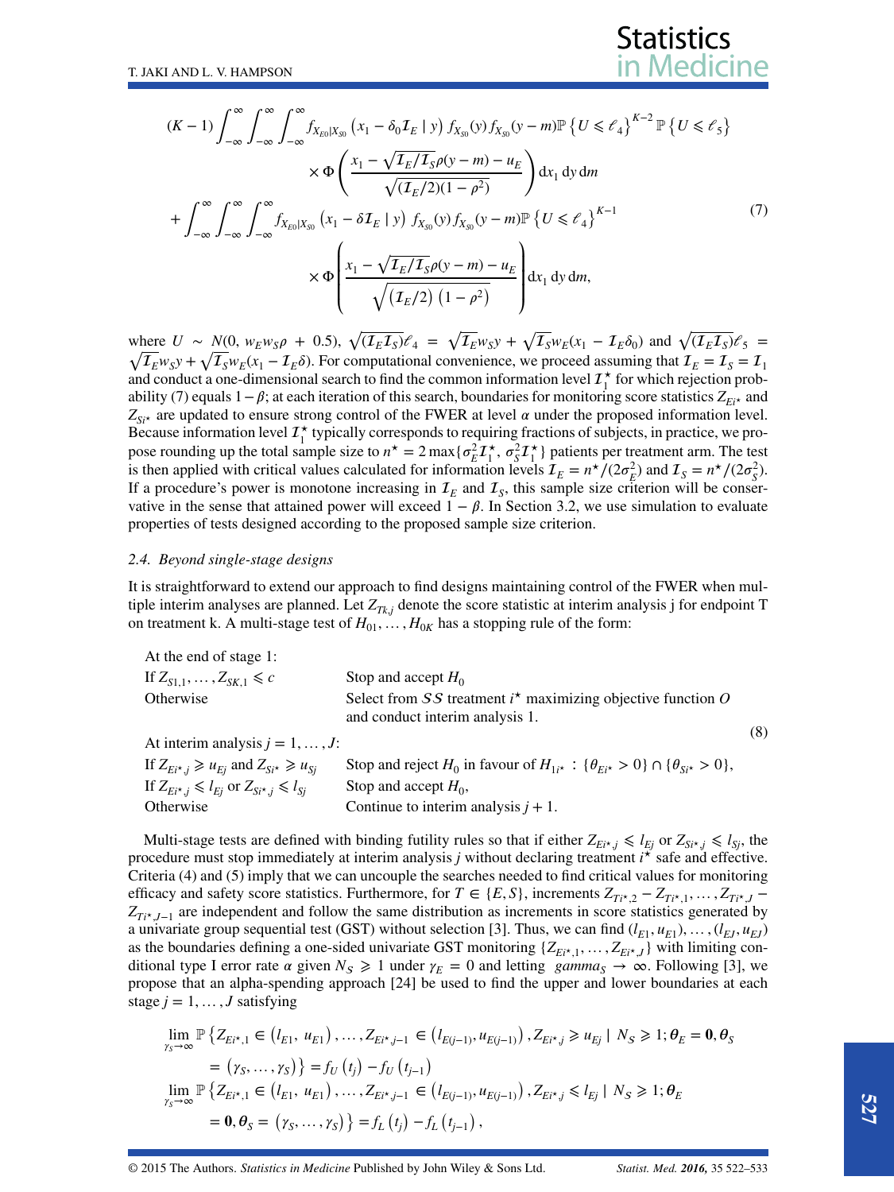$$
\begin{aligned}
&(K-1)\int_{-\infty}^{\infty}\int_{-\infty}^{\infty}\int_{-\infty}^{\infty} f_{X_{E0}|X_{S0}}\left(x_1-\delta_0\mathcal{I}_E \mid y\right) f_{X_{S0}}(y) f_{X_{S0}}(y-m)\mathbb{P}\left\{U \leqslant \ell_4\right\}^{K-2}\mathbb{P}\left\{U \leqslant \ell_5\right\} \\
&\qquad \times \Phi\left(\frac{x_1-\sqrt{\mathcal{I}_E/\mathcal{I}_S}\rho(y-m)-u_E}{\sqrt{(\mathcal{I}_E/2)(1-\rho^2)}}\right)\mathrm{d}x_1\,\mathrm{d}y\,\mathrm{d}m \\
&+\int_{-\infty}^{\infty}\int_{-\infty}^{\infty}\int_{-\infty}^{\infty} f_{X_{E0}|X_{S0}}\left(x_1-\delta\mathcal{I}_E \mid y\right) f_{X_{S0}}(y) f_{X_{S0}}(y-m)\mathbb{P}\left\{U \leqslant \ell_4\right\}^{K-1} \\
&\qquad \times \Phi\left(\frac{x_1-\sqrt{\mathcal{I}_E/\mathcal{I}_S}\rho(y-m)-u_E}{\sqrt{\left(\mathcal{I}_E/2\right)\left(1-\rho^2\right)}}\right)\mathrm{d}x_1\,\mathrm{d}y\,\mathrm{d}m,
\end{aligned}
\tag{7}
$$

where $U \sim N(0,\, w_E w_S \rho + 0.5)$, $\sqrt{(\mathcal{I}_E\mathcal{I}_S)}\ell_4 = \sqrt{\mathcal{I}_E}w_S y + \sqrt{\mathcal{I}_S}w_E(x_1 - \mathcal{I}_E\delta_0)$ and $\sqrt{(\mathcal{I}_E\mathcal{I}_S)}\ell_5 = \sqrt{\mathcal{I}_E}w_S y + \sqrt{\mathcal{I}_S}w_E(x_1 - \mathcal{I}_E\delta)$. For computational convenience, we proceed assuming that $\mathcal{I}_E = \mathcal{I}_S = \mathcal{I}_1$ and conduct a one-dimensional search to find the common information level $\mathcal{I}_1^\star$ for which rejection probability (7) equals $1-\beta$; at each iteration of this search, boundaries for monitoring score statistics $Z_{Ei^\star}$ and $Z_{Si^\star}$ are updated to ensure strong control of the FWER at level $\alpha$ under the proposed information level. Because information level $\mathcal{I}_1^\star$ typically corresponds to requiring fractions of subjects, in practice, we propose rounding up the total sample size to $n^\star = 2\max\{\sigma_E^2\mathcal{I}_1^\star,\, \sigma_S^2\mathcal{I}_1^\star\}$ patients per treatment arm. The test is then applied with critical values calculated for information levels $\mathcal{I}_E = n^\star/(2\sigma_E^2)$ and $\mathcal{I}_S = n^\star/(2\sigma_S^2)$. If a procedure's power is monotone increasing in $\mathcal{I}_E$ and $\mathcal{I}_S$, this sample size criterion will be conservative in the sense that attained power will exceed $1-\beta$. In Section 3.2, we use simulation to evaluate properties of tests designed according to the proposed sample size criterion.

### *2.4. Beyond single-stage designs*

It is straightforward to extend our approach to find designs maintaining control of the FWER when multiple interim analyses are planned. Let $Z_{Tk,j}$ denote the score statistic at interim analysis j for endpoint T on treatment k. A multi-stage test of $H_{01}, \ldots, H_{0K}$ has a stopping rule of the form:

$$
\begin{array}{ll}
\text{At the end of stage 1:} & \\
\text{If } Z_{S1,1}, \ldots, Z_{SK,1} \leqslant c & \text{Stop and accept } H_0 \\
\text{Otherwise} & \text{Select from } \mathcal{SS} \text{ treatment } i^\star \text{ maximizing objective function } O \\
 & \text{and conduct interim analysis 1.} \\
\text{At interim analysis } j = 1, \ldots, J: & \\
\text{If } Z_{Ei^\star,j} \geqslant u_{Ej} \text{ and } Z_{Si^\star,j} \geqslant u_{Sj} & \text{Stop and reject } H_0 \text{ in favour of } H_{1i^\star} : \{\theta_{Ei^\star} > 0\} \cap \{\theta_{Si^\star} > 0\}, \\
\text{If } Z_{Ei^\star,j} \leqslant l_{Ej} \text{ or } Z_{Si^\star,j} \leqslant l_{Sj} & \text{Stop and accept } H_0, \\
\text{Otherwise} & \text{Continue to interim analysis } j+1.
\end{array}
\tag{8}
$$

Multi-stage tests are defined with binding futility rules so that if either $Z_{Ei^\star,j} \leqslant l_{Ej}$ or $Z_{Si^\star,j} \leqslant l_{Sj}$, the procedure must stop immediately at interim analysis $j$ without declaring treatment $i^\star$ safe and effective. Criteria (4) and (5) imply that we can uncouple the searches needed to find critical values for monitoring efficacy and safety score statistics. Furthermore, for $T \in \{E, S\}$, increments $Z_{Ti^\star,2} - Z_{Ti^\star,1}, \ldots, Z_{Ti^\star,J} - Z_{Ti^\star,J-1}$ are independent and follow the same distribution as increments in score statistics generated by a univariate group sequential test (GST) without selection [3]. Thus, we can find $(l_{E1}, u_{E1}), \ldots, (l_{EJ}, u_{EJ})$ as the boundaries defining a one-sided univariate GST monitoring $\{Z_{Ei^\star,1}, \ldots, Z_{Ei^\star,J}\}$ with limiting conditional type I error rate $\alpha$ given $N_S \geqslant 1$ under $\gamma_E = 0$ and letting $\gamma_S \rightarrow \infty$. Following [3], we propose that an alpha-spending approach [24] be used to find the upper and lower boundaries at each stage $j = 1, \ldots, J$ satisfying

$$
\begin{aligned}
&\lim_{\gamma_S\rightarrow\infty}\mathbb{P}\left\{Z_{Ei^\star,1} \in \left(l_{E1},\, u_{E1}\right), \ldots, Z_{Ei^\star,j-1} \in \left(l_{E(j-1)}, u_{E(j-1)}\right), Z_{Ei^\star,j} \geqslant u_{Ej} \mid N_S \geqslant 1; \boldsymbol{\theta}_E = \mathbf{0}, \boldsymbol{\theta}_S \right. \\
&\qquad \left. = \left(\gamma_S, \ldots, \gamma_S\right)\right\} = f_U\left(t_j\right) - f_U\left(t_{j-1}\right) \\
&\lim_{\gamma_S\rightarrow\infty}\mathbb{P}\left\{Z_{Ei^\star,1} \in \left(l_{E1},\, u_{E1}\right), \ldots, Z_{Ei^\star,j-1} \in \left(l_{E(j-1)}, u_{E(j-1)}\right), Z_{Ei^\star,j} \leqslant l_{Ej} \mid N_S \geqslant 1; \boldsymbol{\theta}_E \right. \\
&\qquad \left. = \mathbf{0}, \boldsymbol{\theta}_S = \left(\gamma_S, \ldots, \gamma_S\right)\right\} = f_L\left(t_j\right) - f_L\left(t_{j-1}\right),
\end{aligned}
$$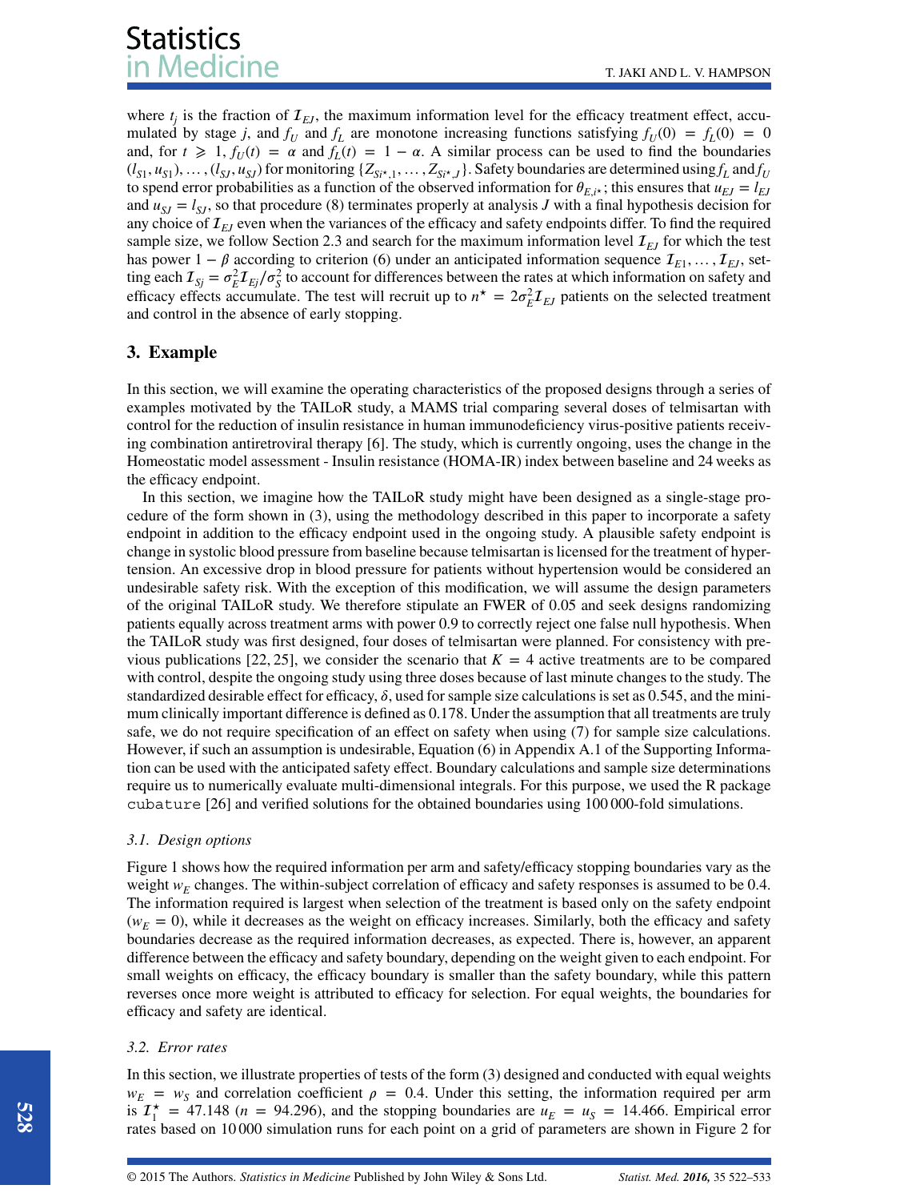where $t_j$ is the fraction of $\mathcal{I}_{EJ}$, the maximum information level for the efficacy treatment effect, accumulated by stage $j$, and $f_U$ and $f_L$ are monotone increasing functions satisfying $f_U(0) = f_L(0) = 0$ and, for $t \geqslant 1$, $f_U(t) = \alpha$ and $f_L(t) = 1 - \alpha$. A similar process can be used to find the boundaries $(l_{S1}, u_{S1}), \ldots, (l_{SJ}, u_{SJ})$ for monitoring $\{Z_{Si^\star,1}, \ldots, Z_{Si^\star,J}\}$. Safety boundaries are determined using $f_L$ and $f_U$ to spend error probabilities as a function of the observed information for $\theta_{E,i^\star}$; this ensures that $u_{EJ} = l_{EJ}$ and $u_{SJ} = l_{SJ}$, so that procedure (8) terminates properly at analysis $J$ with a final hypothesis decision for any choice of $\mathcal{I}_{EJ}$ even when the variances of the efficacy and safety endpoints differ. To find the required sample size, we follow Section 2.3 and search for the maximum information level $\mathcal{I}_{EJ}$ for which the test has power $1 - \beta$ according to criterion (6) under an anticipated information sequence $\mathcal{I}_{E1}, \ldots, \mathcal{I}_{EJ}$, setting each $\mathcal{I}_{Sj} = \sigma_E^2 \mathcal{I}_{Ej} / \sigma_S^2$ to account for differences between the rates at which information on safety and efficacy effects accumulate. The test will recruit up to $n^\star = 2\sigma_E^2 \mathcal{I}_{EJ}$ patients on the selected treatment and control in the absence of early stopping.

## 3. Example

In this section, we will examine the operating characteristics of the proposed designs through a series of examples motivated by the TAILoR study, a MAMS trial comparing several doses of telmisartan with control for the reduction of insulin resistance in human immunodeficiency virus-positive patients receiving combination antiretroviral therapy [6]. The study, which is currently ongoing, uses the change in the Homeostatic model assessment - Insulin resistance (HOMA-IR) index between baseline and 24 weeks as the efficacy endpoint.

In this section, we imagine how the TAILoR study might have been designed as a single-stage procedure of the form shown in (3), using the methodology described in this paper to incorporate a safety endpoint in addition to the efficacy endpoint used in the ongoing study. A plausible safety endpoint is change in systolic blood pressure from baseline because telmisartan is licensed for the treatment of hypertension. An excessive drop in blood pressure for patients without hypertension would be considered an undesirable safety risk. With the exception of this modification, we will assume the design parameters of the original TAILoR study. We therefore stipulate an FWER of 0.05 and seek designs randomizing patients equally across treatment arms with power 0.9 to correctly reject one false null hypothesis. When the TAILoR study was first designed, four doses of telmisartan were planned. For consistency with previous publications [22, 25], we consider the scenario that $K = 4$ active treatments are to be compared with control, despite the ongoing study using three doses because of last minute changes to the study. The standardized desirable effect for efficacy, $\delta$, used for sample size calculations is set as 0.545, and the minimum clinically important difference is defined as 0.178. Under the assumption that all treatments are truly safe, we do not require specification of an effect on safety when using (7) for sample size calculations. However, if such an assumption is undesirable, Equation (6) in Appendix A.1 of the Supporting Information can be used with the anticipated safety effect. Boundary calculations and sample size determinations require us to numerically evaluate multi-dimensional integrals. For this purpose, we used the R package `cubature` [26] and verified solutions for the obtained boundaries using 100 000-fold simulations.

### 3.1. Design options

Figure 1 shows how the required information per arm and safety/efficacy stopping boundaries vary as the weight $w_E$ changes. The within-subject correlation of efficacy and safety responses is assumed to be 0.4. The information required is largest when selection of the treatment is based only on the safety endpoint ($w_E = 0$), while it decreases as the weight on efficacy increases. Similarly, both the efficacy and safety boundaries decrease as the required information decreases, as expected. There is, however, an apparent difference between the efficacy and safety boundary, depending on the weight given to each endpoint. For small weights on efficacy, the efficacy boundary is smaller than the safety boundary, while this pattern reverses once more weight is attributed to efficacy for selection. For equal weights, the boundaries for efficacy and safety are identical.

### 3.2. Error rates

In this section, we illustrate properties of tests of the form (3) designed and conducted with equal weights $w_E = w_S$ and correlation coefficient $\rho = 0.4$. Under this setting, the information required per arm is $\mathcal{I}_1^\star = 47.148$ ($n = 94.296$), and the stopping boundaries are $u_E = u_S = 14.466$. Empirical error rates based on 10 000 simulation runs for each point on a grid of parameters are shown in Figure 2 for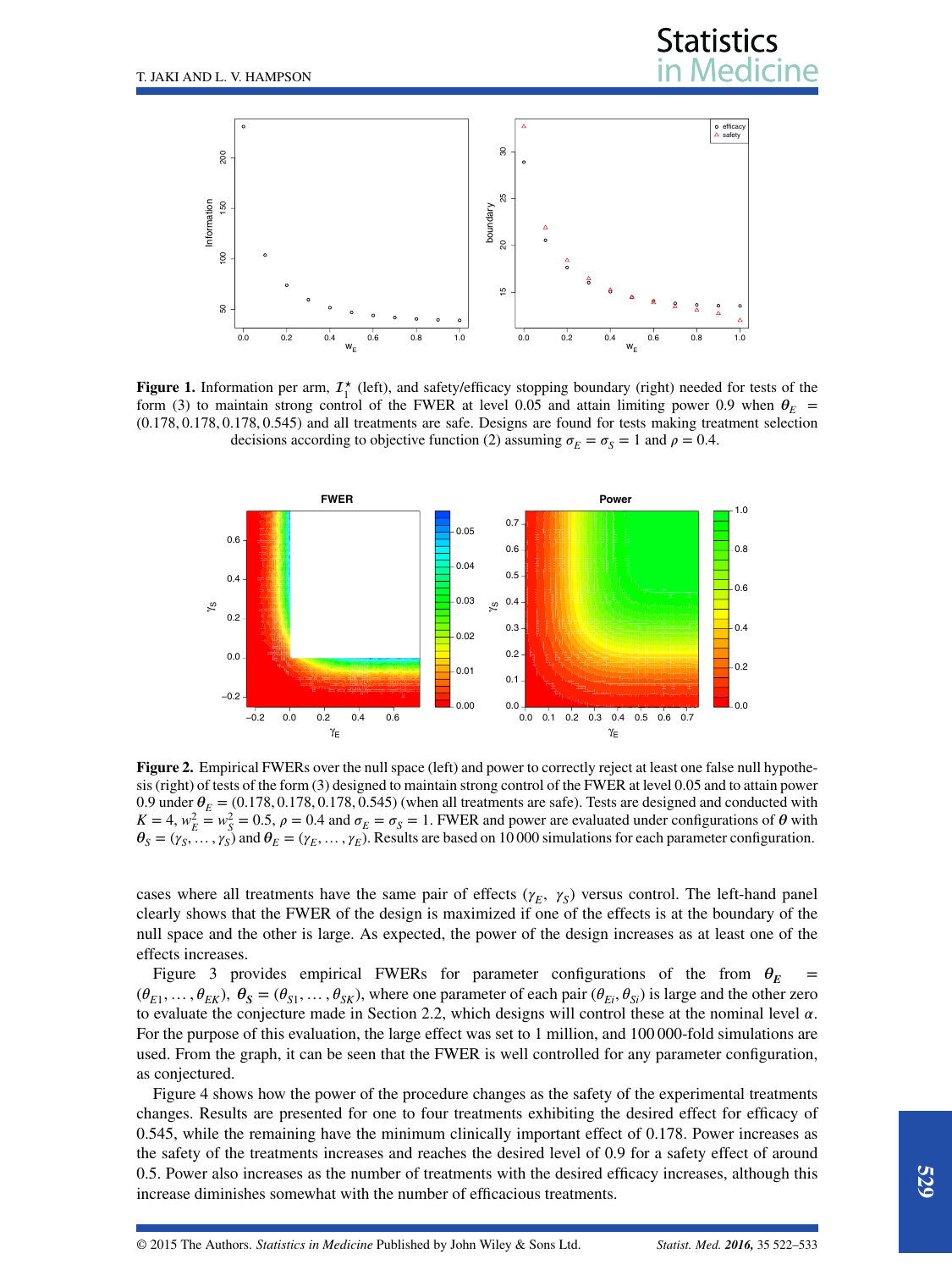**Figure 1.** Information per arm, $\mathcal{I}_1^\star$ (left), and safety/efficacy stopping boundary (right) needed for tests of the form (3) to maintain strong control of the FWER at level 0.05 and attain limiting power 0.9 when $\boldsymbol{\theta}_E = (0.178, 0.178, 0.178, 0.545)$ and all treatments are safe. Designs are found for tests making treatment selection decisions according to objective function (2) assuming $\sigma_E = \sigma_S = 1$ and $\rho = 0.4$.

**Figure 2.** Empirical FWERs over the null space (left) and power to correctly reject at least one false null hypothesis (right) of tests of the form (3) designed to maintain strong control of the FWER at level 0.05 and to attain power 0.9 under $\boldsymbol{\theta}_E = (0.178, 0.178, 0.178, 0.545)$ (when all treatments are safe). Tests are designed and conducted with $K = 4$, $w_E^2 = w_S^2 = 0.5$, $\rho = 0.4$ and $\sigma_E = \sigma_S = 1$. FWER and power are evaluated under configurations of $\boldsymbol{\theta}$ with $\boldsymbol{\theta}_S = (\gamma_S, \ldots, \gamma_S)$ and $\boldsymbol{\theta}_E = (\gamma_E, \ldots, \gamma_E)$. Results are based on 10 000 simulations for each parameter configuration.

cases where all treatments have the same pair of effects $(\gamma_E, \gamma_S)$ versus control. The left-hand panel clearly shows that the FWER of the design is maximized if one of the effects is at the boundary of the null space and the other is large. As expected, the power of the design increases as at least one of the effects increases.

Figure 3 provides empirical FWERs for parameter configurations of the from $\boldsymbol{\theta}_E = (\theta_{E1}, \ldots, \theta_{EK})$, $\boldsymbol{\theta}_S = (\theta_{S1}, \ldots, \theta_{SK})$, where one parameter of each pair $(\theta_{Ei}, \theta_{Si})$ is large and the other zero to evaluate the conjecture made in Section 2.2, which designs will control these at the nominal level $\alpha$. For the purpose of this evaluation, the large effect was set to 1 million, and 100 000-fold simulations are used. From the graph, it can be seen that the FWER is well controlled for any parameter configuration, as conjectured.

Figure 4 shows how the power of the procedure changes as the safety of the experimental treatments changes. Results are presented for one to four treatments exhibiting the desired effect for efficacy of 0.545, while the remaining have the minimum clinically important effect of 0.178. Power increases as the safety of the treatments increases and reaches the desired level of 0.9 for a safety effect of around 0.5. Power also increases as the number of treatments with the desired efficacy increases, although this increase diminishes somewhat with the number of efficacious treatments.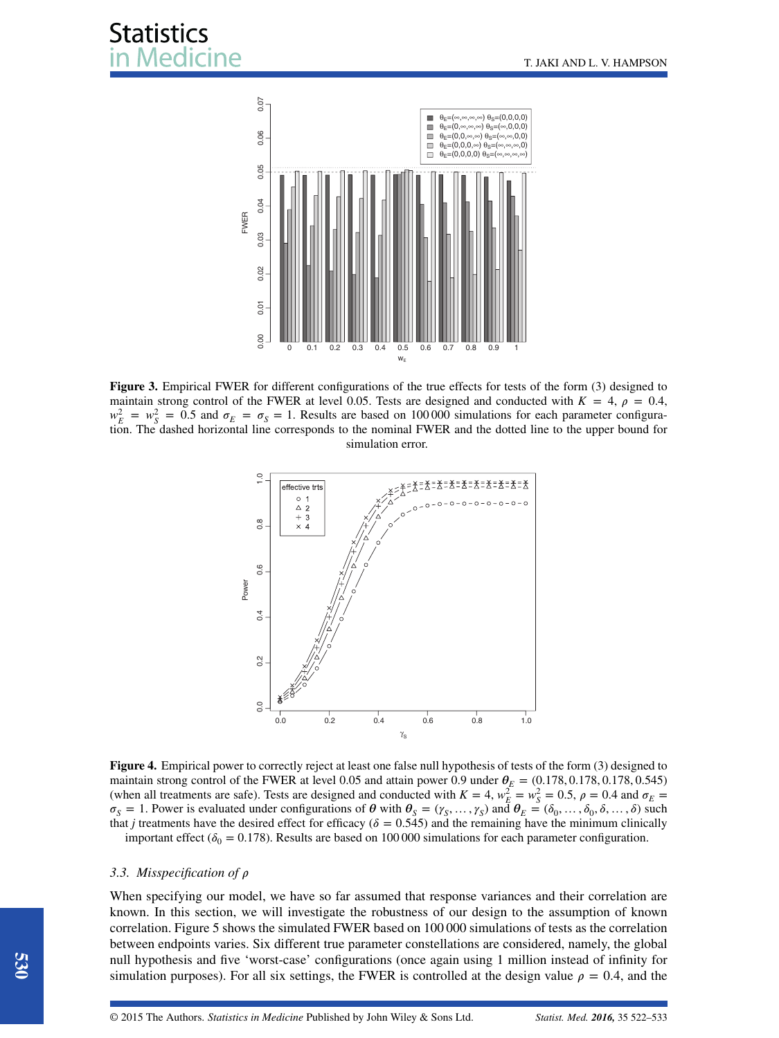**Figure 3.** Empirical FWER for different configurations of the true effects for tests of the form (3) designed to maintain strong control of the FWER at level 0.05. Tests are designed and conducted with $K = 4$, $\rho = 0.4$, $w_E^2 = w_S^2 = 0.5$ and $\sigma_E = \sigma_S = 1$. Results are based on 100 000 simulations for each parameter configuration. The dashed horizontal line corresponds to the nominal FWER and the dotted line to the upper bound for simulation error.

**Figure 4.** Empirical power to correctly reject at least one false null hypothesis of tests of the form (3) designed to maintain strong control of the FWER at level 0.05 and attain power 0.9 under $\boldsymbol{\theta}_E = (0.178, 0.178, 0.178, 0.545)$ (when all treatments are safe). Tests are designed and conducted with $K = 4$, $w_E^2 = w_S^2 = 0.5$, $\rho = 0.4$ and $\sigma_E = \sigma_S = 1$. Power is evaluated under configurations of $\boldsymbol{\theta}$ with $\boldsymbol{\theta}_S = (\gamma_S, \ldots, \gamma_S)$ and $\boldsymbol{\theta}_E = (\delta_0, \ldots, \delta_0, \delta, \ldots, \delta)$ such that $j$ treatments have the desired effect for efficacy ($\delta = 0.545$) and the remaining have the minimum clinically important effect ($\delta_0 = 0.178$). Results are based on 100 000 simulations for each parameter configuration.

### 3.3. *Misspecification of $\rho$*

When specifying our model, we have so far assumed that response variances and their correlation are known. In this section, we will investigate the robustness of our design to the assumption of known correlation. Figure 5 shows the simulated FWER based on 100 000 simulations of tests as the correlation between endpoints varies. Six different true parameter constellations are considered, namely, the global null hypothesis and five 'worst-case' configurations (once again using 1 million instead of infinity for simulation purposes). For all six settings, the FWER is controlled at the design value $\rho = 0.4$, and the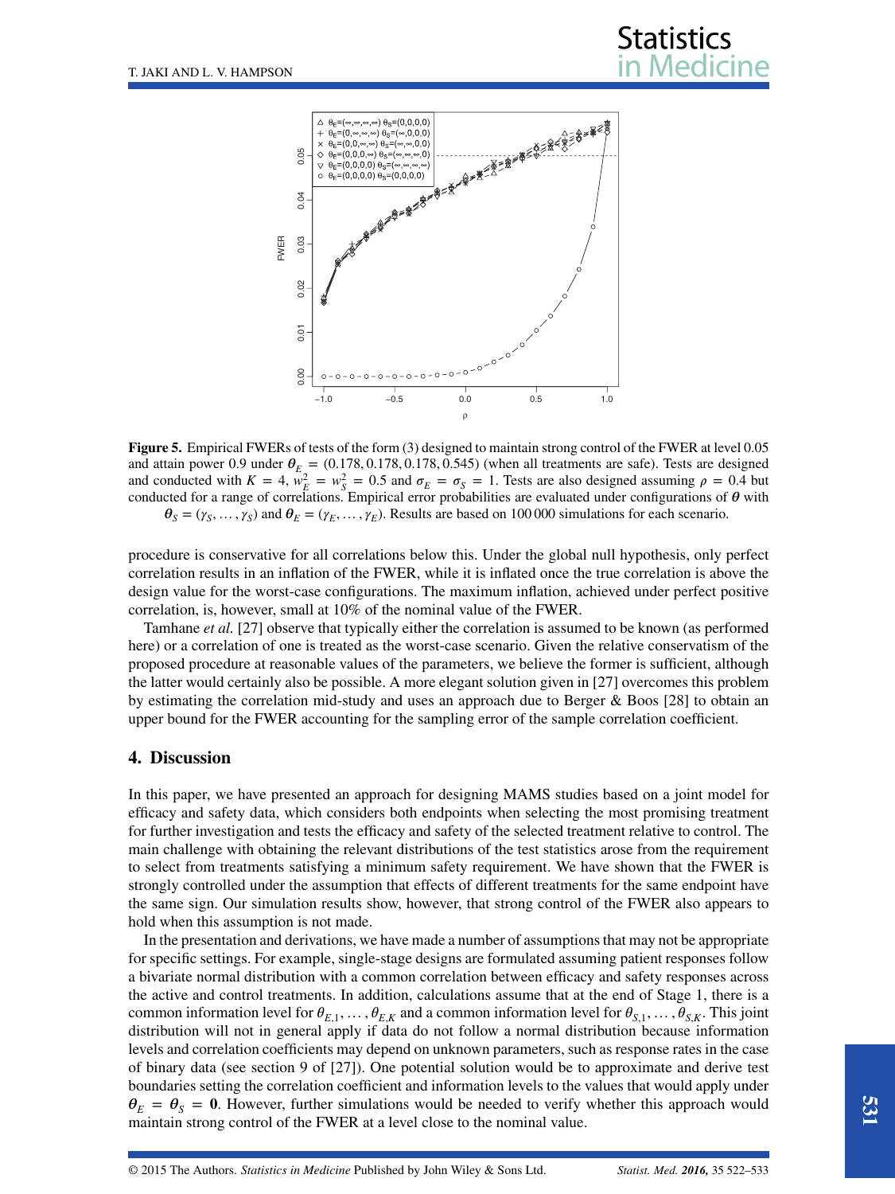**Figure 5.** Empirical FWERs of tests of the form (3) designed to maintain strong control of the FWER at level 0.05 and attain power 0.9 under $\boldsymbol{\theta}_E = (0.178, 0.178, 0.178, 0.545)$ (when all treatments are safe). Tests are designed and conducted with $K = 4$, $w_E^2 = w_S^2 = 0.5$ and $\sigma_E = \sigma_S = 1$. Tests are also designed assuming $\rho = 0.4$ but conducted for a range of correlations. Empirical error probabilities are evaluated under configurations of $\boldsymbol{\theta}$ with $\boldsymbol{\theta}_S = (\gamma_S, \ldots, \gamma_S)$ and $\boldsymbol{\theta}_E = (\gamma_E, \ldots, \gamma_E)$. Results are based on 100 000 simulations for each scenario.

procedure is conservative for all correlations below this. Under the global null hypothesis, only perfect correlation results in an inflation of the FWER, while it is inflated once the true correlation is above the design value for the worst-case configurations. The maximum inflation, achieved under perfect positive correlation, is, however, small at 10% of the nominal value of the FWER.

Tamhane *et al.* [27] observe that typically either the correlation is assumed to be known (as performed here) or a correlation of one is treated as the worst-case scenario. Given the relative conservatism of the proposed procedure at reasonable values of the parameters, we believe the former is sufficient, although the latter would certainly also be possible. A more elegant solution given in [27] overcomes this problem by estimating the correlation mid-study and uses an approach due to Berger & Boos [28] to obtain an upper bound for the FWER accounting for the sampling error of the sample correlation coefficient.

## 4. Discussion

In this paper, we have presented an approach for designing MAMS studies based on a joint model for efficacy and safety data, which considers both endpoints when selecting the most promising treatment for further investigation and tests the efficacy and safety of the selected treatment relative to control. The main challenge with obtaining the relevant distributions of the test statistics arose from the requirement to select from treatments satisfying a minimum safety requirement. We have shown that the FWER is strongly controlled under the assumption that effects of different treatments for the same endpoint have the same sign. Our simulation results show, however, that strong control of the FWER also appears to hold when this assumption is not made.

In the presentation and derivations, we have made a number of assumptions that may not be appropriate for specific settings. For example, single-stage designs are formulated assuming patient responses follow a bivariate normal distribution with a common correlation between efficacy and safety responses across the active and control treatments. In addition, calculations assume that at the end of Stage 1, there is a common information level for $\theta_{E,1}, \ldots, \theta_{E,K}$ and a common information level for $\theta_{S,1}, \ldots, \theta_{S,K}$. This joint distribution will not in general apply if data do not follow a normal distribution because information levels and correlation coefficients may depend on unknown parameters, such as response rates in the case of binary data (see section 9 of [27]). One potential solution would be to approximate and derive test boundaries setting the correlation coefficient and information levels to the values that would apply under $\boldsymbol{\theta}_E = \boldsymbol{\theta}_S = \mathbf{0}$. However, further simulations would be needed to verify whether this approach would maintain strong control of the FWER at a level close to the nominal value.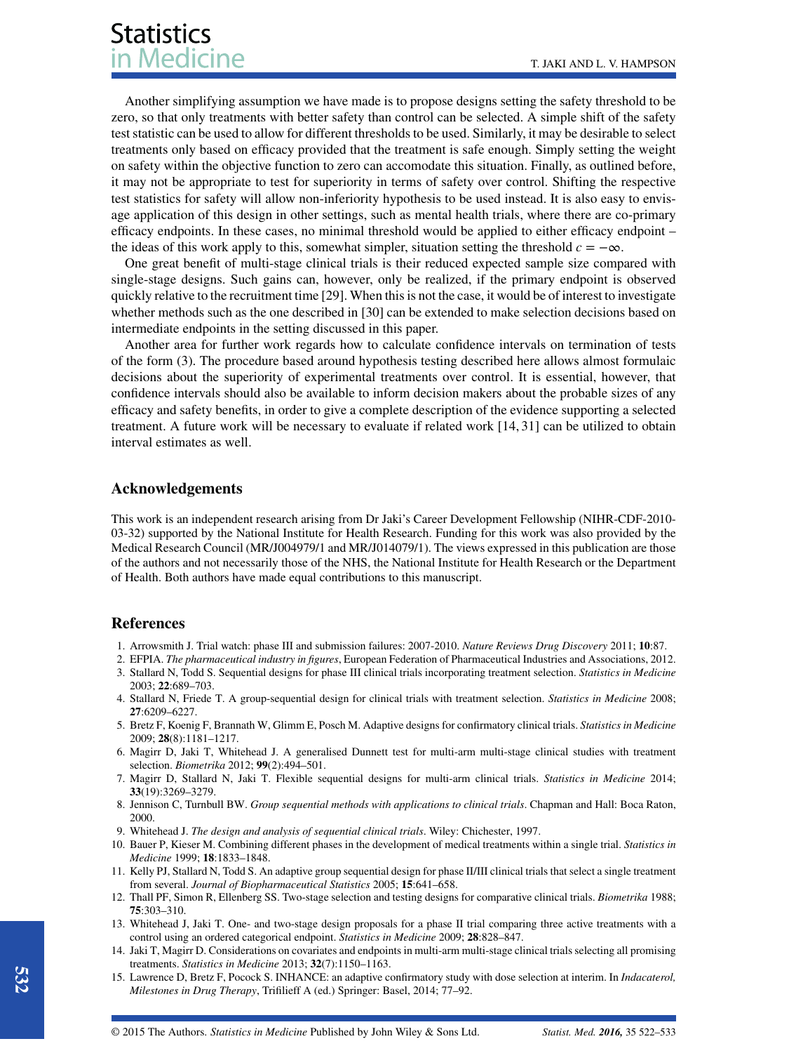Another simplifying assumption we have made is to propose designs setting the safety threshold to be zero, so that only treatments with better safety than control can be selected. A simple shift of the safety test statistic can be used to allow for different thresholds to be used. Similarly, it may be desirable to select treatments only based on efficacy provided that the treatment is safe enough. Simply setting the weight on safety within the objective function to zero can accomodate this situation. Finally, as outlined before, it may not be appropriate to test for superiority in terms of safety over control. Shifting the respective test statistics for safety will allow non-inferiority hypothesis to be used instead. It is also easy to envisage application of this design in other settings, such as mental health trials, where there are co-primary efficacy endpoints. In these cases, no minimal threshold would be applied to either efficacy endpoint – the ideas of this work apply to this, somewhat simpler, situation setting the threshold $c = -\infty$.

One great benefit of multi-stage clinical trials is their reduced expected sample size compared with single-stage designs. Such gains can, however, only be realized, if the primary endpoint is observed quickly relative to the recruitment time [29]. When this is not the case, it would be of interest to investigate whether methods such as the one described in [30] can be extended to make selection decisions based on intermediate endpoints in the setting discussed in this paper.

Another area for further work regards how to calculate confidence intervals on termination of tests of the form (3). The procedure based around hypothesis testing described here allows almost formulaic decisions about the superiority of experimental treatments over control. It is essential, however, that confidence intervals should also be available to inform decision makers about the probable sizes of any efficacy and safety benefits, in order to give a complete description of the evidence supporting a selected treatment. A future work will be necessary to evaluate if related work [14, 31] can be utilized to obtain interval estimates as well.

## Acknowledgements

This work is an independent research arising from Dr Jaki's Career Development Fellowship (NIHR-CDF-2010-03-32) supported by the National Institute for Health Research. Funding for this work was also provided by the Medical Research Council (MR/J004979/1 and MR/J014079/1). The views expressed in this publication are those of the authors and not necessarily those of the NHS, the National Institute for Health Research or the Department of Health. Both authors have made equal contributions to this manuscript.

## References

1. Arrowsmith J. Trial watch: phase III and submission failures: 2007-2010. *Nature Reviews Drug Discovery* 2011; **10**:87.
2. EFPIA. *The pharmaceutical industry in figures*, European Federation of Pharmaceutical Industries and Associations, 2012.
3. Stallard N, Todd S. Sequential designs for phase III clinical trials incorporating treatment selection. *Statistics in Medicine* 2003; **22**:689–703.
4. Stallard N, Friede T. A group-sequential design for clinical trials with treatment selection. *Statistics in Medicine* 2008; **27**:6209–6227.
5. Bretz F, Koenig F, Brannath W, Glimm E, Posch M. Adaptive designs for confirmatory clinical trials. *Statistics in Medicine* 2009; **28**(8):1181–1217.
6. Magirr D, Jaki T, Whitehead J. A generalised Dunnett test for multi-arm multi-stage clinical studies with treatment selection. *Biometrika* 2012; **99**(2):494–501.
7. Magirr D, Stallard N, Jaki T. Flexible sequential designs for multi-arm clinical trials. *Statistics in Medicine* 2014; **33**(19):3269–3279.
8. Jennison C, Turnbull BW. *Group sequential methods with applications to clinical trials*. Chapman and Hall: Boca Raton, 2000.
9. Whitehead J. *The design and analysis of sequential clinical trials*. Wiley: Chichester, 1997.
10. Bauer P, Kieser M. Combining different phases in the development of medical treatments within a single trial. *Statistics in Medicine* 1999; **18**:1833–1848.
11. Kelly PJ, Stallard N, Todd S. An adaptive group sequential design for phase II/III clinical trials that select a single treatment from several. *Journal of Biopharmaceutical Statistics* 2005; **15**:641–658.
12. Thall PF, Simon R, Ellenberg SS. Two-stage selection and testing designs for comparative clinical trials. *Biometrika* 1988; **75**:303–310.
13. Whitehead J, Jaki T. One- and two-stage design proposals for a phase II trial comparing three active treatments with a control using an ordered categorical endpoint. *Statistics in Medicine* 2009; **28**:828–847.
14. Jaki T, Magirr D. Considerations on covariates and endpoints in multi-arm multi-stage clinical trials selecting all promising treatments. *Statistics in Medicine* 2013; **32**(7):1150–1163.
15. Lawrence D, Bretz F, Pocock S. INHANCE: an adaptive confirmatory study with dose selection at interim. In *Indacaterol, Milestones in Drug Therapy*, Trifilieff A (ed.) Springer: Basel, 2014; 77–92.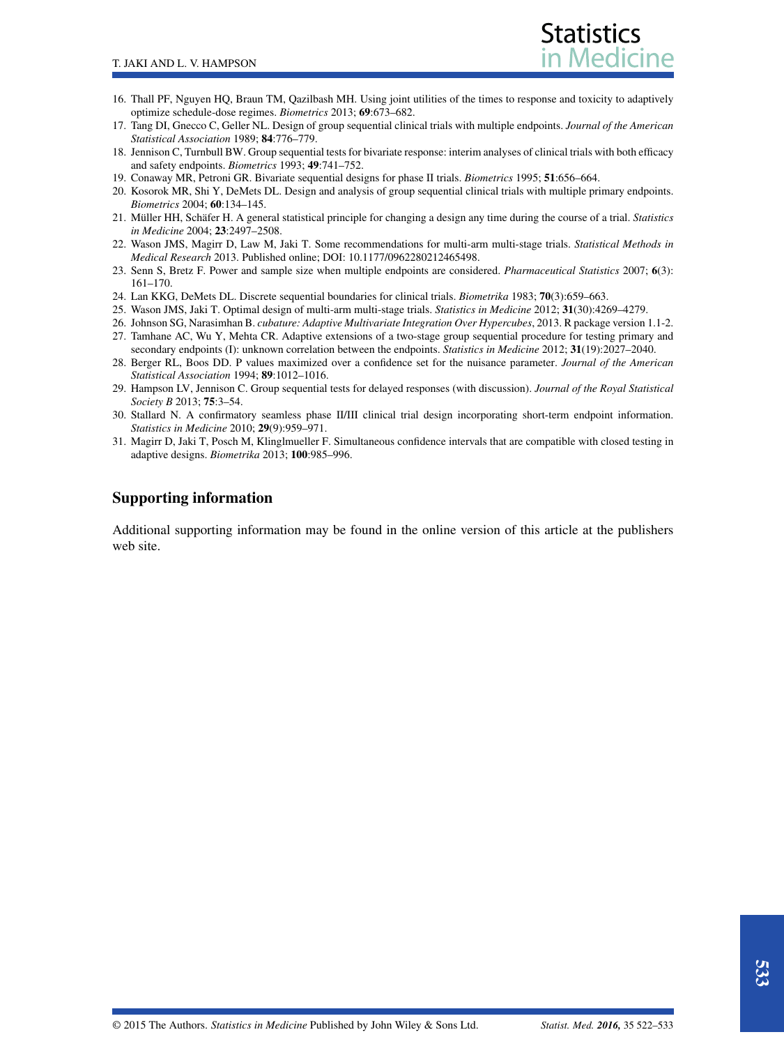16. Thall PF, Nguyen HQ, Braun TM, Qazilbash MH. Using joint utilities of the times to response and toxicity to adaptively optimize schedule-dose regimes. *Biometrics* 2013; **69**:673–682.
17. Tang DI, Gnecco C, Geller NL. Design of group sequential clinical trials with multiple endpoints. *Journal of the American Statistical Association* 1989; **84**:776–779.
18. Jennison C, Turnbull BW. Group sequential tests for bivariate response: interim analyses of clinical trials with both efficacy and safety endpoints. *Biometrics* 1993; **49**:741–752.
19. Conaway MR, Petroni GR. Bivariate sequential designs for phase II trials. *Biometrics* 1995; **51**:656–664.
20. Kosorok MR, Shi Y, DeMets DL. Design and analysis of group sequential clinical trials with multiple primary endpoints. *Biometrics* 2004; **60**:134–145.
21. Müller HH, Schäfer H. A general statistical principle for changing a design any time during the course of a trial. *Statistics in Medicine* 2004; **23**:2497–2508.
22. Wason JMS, Magirr D, Law M, Jaki T. Some recommendations for multi-arm multi-stage trials. *Statistical Methods in Medical Research* 2013. Published online; DOI: 10.1177/0962280212465498.
23. Senn S, Bretz F. Power and sample size when multiple endpoints are considered. *Pharmaceutical Statistics* 2007; **6**(3): 161–170.
24. Lan KKG, DeMets DL. Discrete sequential boundaries for clinical trials. *Biometrika* 1983; **70**(3):659–663.
25. Wason JMS, Jaki T. Optimal design of multi-arm multi-stage trials. *Statistics in Medicine* 2012; **31**(30):4269–4279.
26. Johnson SG, Narasimhan B. *cubature: Adaptive Multivariate Integration Over Hypercubes*, 2013. R package version 1.1-2.
27. Tamhane AC, Wu Y, Mehta CR. Adaptive extensions of a two-stage group sequential procedure for testing primary and secondary endpoints (I): unknown correlation between the endpoints. *Statistics in Medicine* 2012; **31**(19):2027–2040.
28. Berger RL, Boos DD. P values maximized over a confidence set for the nuisance parameter. *Journal of the American Statistical Association* 1994; **89**:1012–1016.
29. Hampson LV, Jennison C. Group sequential tests for delayed responses (with discussion). *Journal of the Royal Statistical Society B* 2013; **75**:3–54.
30. Stallard N. A confirmatory seamless phase II/III clinical trial design incorporating short-term endpoint information. *Statistics in Medicine* 2010; **29**(9):959–971.
31. Magirr D, Jaki T, Posch M, Klinglmueller F. Simultaneous confidence intervals that are compatible with closed testing in adaptive designs. *Biometrika* 2013; **100**:985–996.

## Supporting information

Additional supporting information may be found in the online version of this article at the publishers web site.